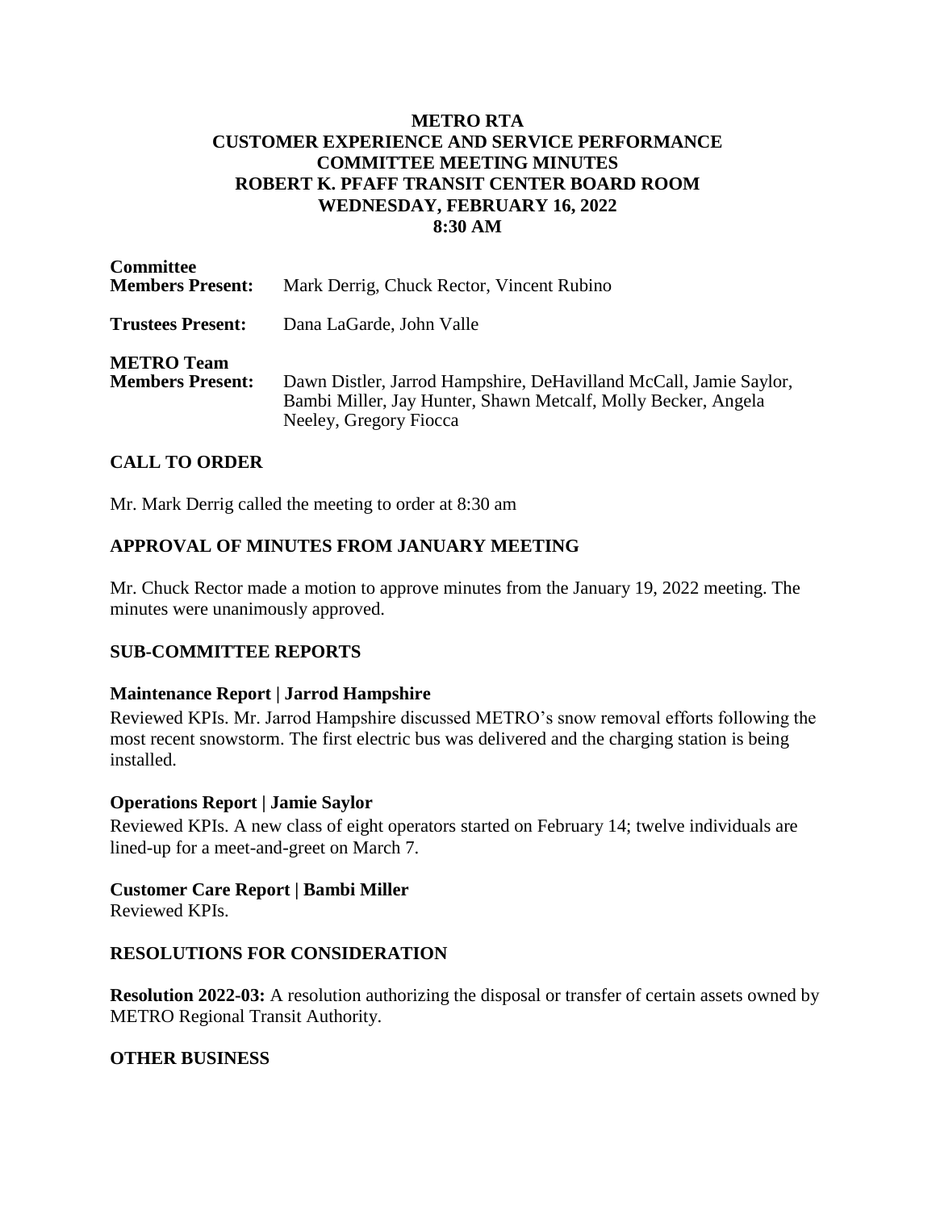# METRO RTA
# CUSTOMER EXPERIENCE AND SERVICE PERFORMANCE COMMITTEE MEETING MINUTES
# ROBERT K. PFAFF TRANSIT CENTER BOARD ROOM
# WEDNESDAY, FEBRUARY 16, 2022
# 8:30 AM

| | |
|---|---|
| **Committee Members Present:** | Mark Derrig, Chuck Rector, Vincent Rubino |
| **Trustees Present:** | Dana LaGarde, John Valle |
| **METRO Team Members Present:** | Dawn Distler, Jarrod Hampshire, DeHavilland McCall, Jamie Saylor, Bambi Miller, Jay Hunter, Shawn Metcalf, Molly Becker, Angela Neeley, Gregory Fiocca |

## CALL TO ORDER

Mr. Mark Derrig called the meeting to order at 8:30 am

## APPROVAL OF MINUTES FROM JANUARY MEETING

Mr. Chuck Rector made a motion to approve minutes from the January 19, 2022 meeting. The minutes were unanimously approved.

## SUB-COMMITTEE REPORTS

### Maintenance Report | Jarrod Hampshire

Reviewed KPIs. Mr. Jarrod Hampshire discussed METRO's snow removal efforts following the most recent snowstorm. The first electric bus was delivered and the charging station is being installed.

### Operations Report | Jamie Saylor

Reviewed KPIs. A new class of eight operators started on February 14; twelve individuals are lined-up for a meet-and-greet on March 7.

### Customer Care Report | Bambi Miller

Reviewed KPIs.

## RESOLUTIONS FOR CONSIDERATION

**Resolution 2022-03:** A resolution authorizing the disposal or transfer of certain assets owned by METRO Regional Transit Authority.

## OTHER BUSINESS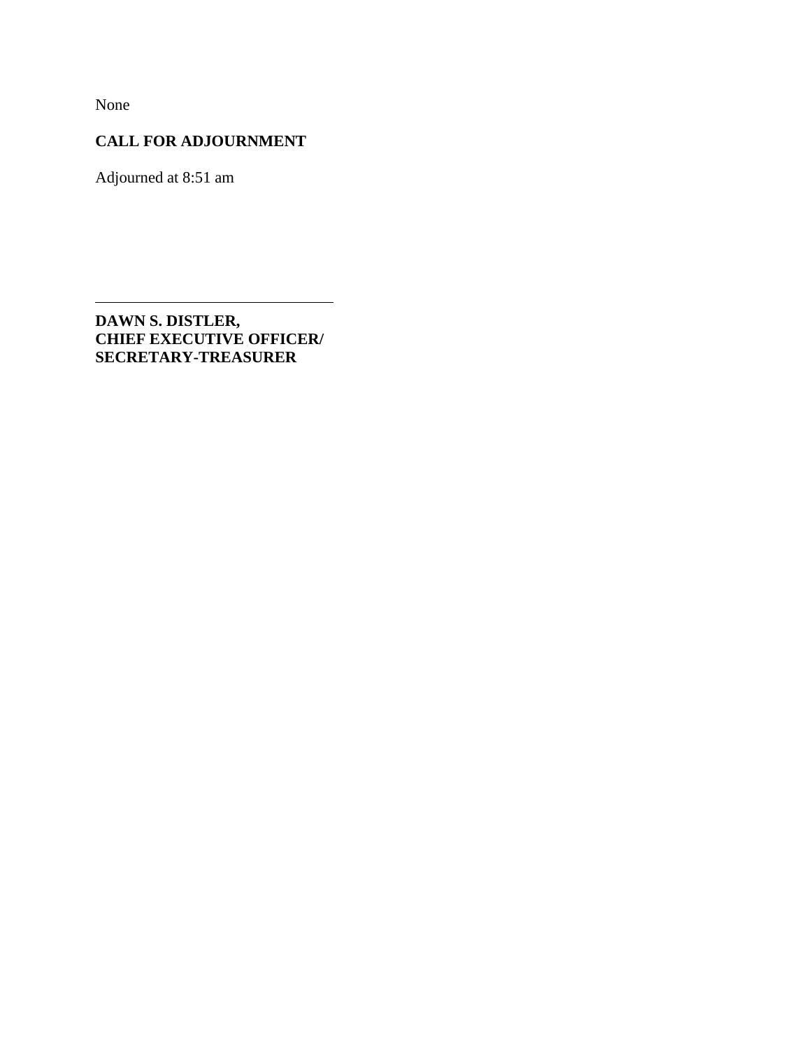None

**CALL FOR ADJOURNMENT**

Adjourned at 8:51 am

\_\_\_\_\_\_\_\_\_\_\_\_\_\_\_\_\_\_\_\_\_\_\_\_\_\_\_\_\_\_\_\_\_\_

**DAWN S. DISTLER,**
**CHIEF EXECUTIVE OFFICER/**
**SECRETARY-TREASURER**